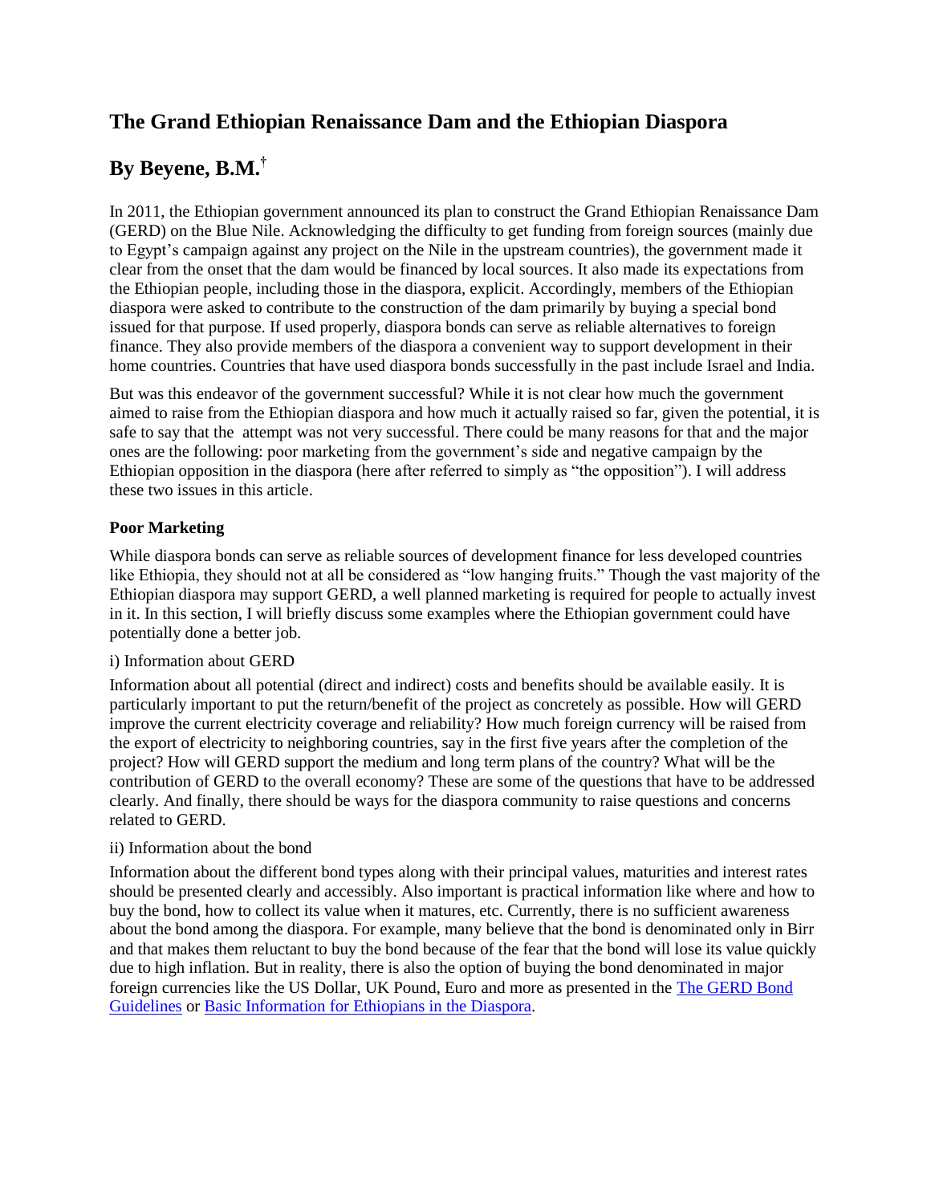# The Grand Ethiopian Renaissance Dam and the Ethiopian Diaspora

# By Beyene, B.M.[†]

In 2011, the Ethiopian government announced its plan to construct the Grand Ethiopian Renaissance Dam (GERD) on the Blue Nile. Acknowledging the difficulty to get funding from foreign sources (mainly due to Egypt's campaign against any project on the Nile in the upstream countries), the government made it clear from the onset that the dam would be financed by local sources. It also made its expectations from the Ethiopian people, including those in the diaspora, explicit. Accordingly, members of the Ethiopian diaspora were asked to contribute to the construction of the dam primarily by buying a special bond issued for that purpose. If used properly, diaspora bonds can serve as reliable alternatives to foreign finance. They also provide members of the diaspora a convenient way to support development in their home countries. Countries that have used diaspora bonds successfully in the past include Israel and India.

But was this endeavor of the government successful? While it is not clear how much the government aimed to raise from the Ethiopian diaspora and how much it actually raised so far, given the potential, it is safe to say that the attempt was not very successful. There could be many reasons for that and the major ones are the following: poor marketing from the government's side and negative campaign by the Ethiopian opposition in the diaspora (here after referred to simply as "the opposition"). I will address these two issues in this article.

**Poor Marketing**

While diaspora bonds can serve as reliable sources of development finance for less developed countries like Ethiopia, they should not at all be considered as "low hanging fruits." Though the vast majority of the Ethiopian diaspora may support GERD, a well planned marketing is required for people to actually invest in it. In this section, I will briefly discuss some examples where the Ethiopian government could have potentially done a better job.

i) Information about GERD

Information about all potential (direct and indirect) costs and benefits should be available easily. It is particularly important to put the return/benefit of the project as concretely as possible. How will GERD improve the current electricity coverage and reliability? How much foreign currency will be raised from the export of electricity to neighboring countries, say in the first five years after the completion of the project? How will GERD support the medium and long term plans of the country? What will be the contribution of GERD to the overall economy? These are some of the questions that have to be addressed clearly. And finally, there should be ways for the diaspora community to raise questions and concerns related to GERD.

ii) Information about the bond

Information about the different bond types along with their principal values, maturities and interest rates should be presented clearly and accessibly. Also important is practical information like where and how to buy the bond, how to collect its value when it matures, etc. Currently, there is no sufficient awareness about the bond among the diaspora. For example, many believe that the bond is denominated only in Birr and that makes them reluctant to buy the bond because of the fear that the bond will lose its value quickly due to high inflation. But in reality, there is also the option of buying the bond denominated in major foreign currencies like the US Dollar, UK Pound, Euro and more as presented in the The GERD Bond Guidelines or Basic Information for Ethiopians in the Diaspora.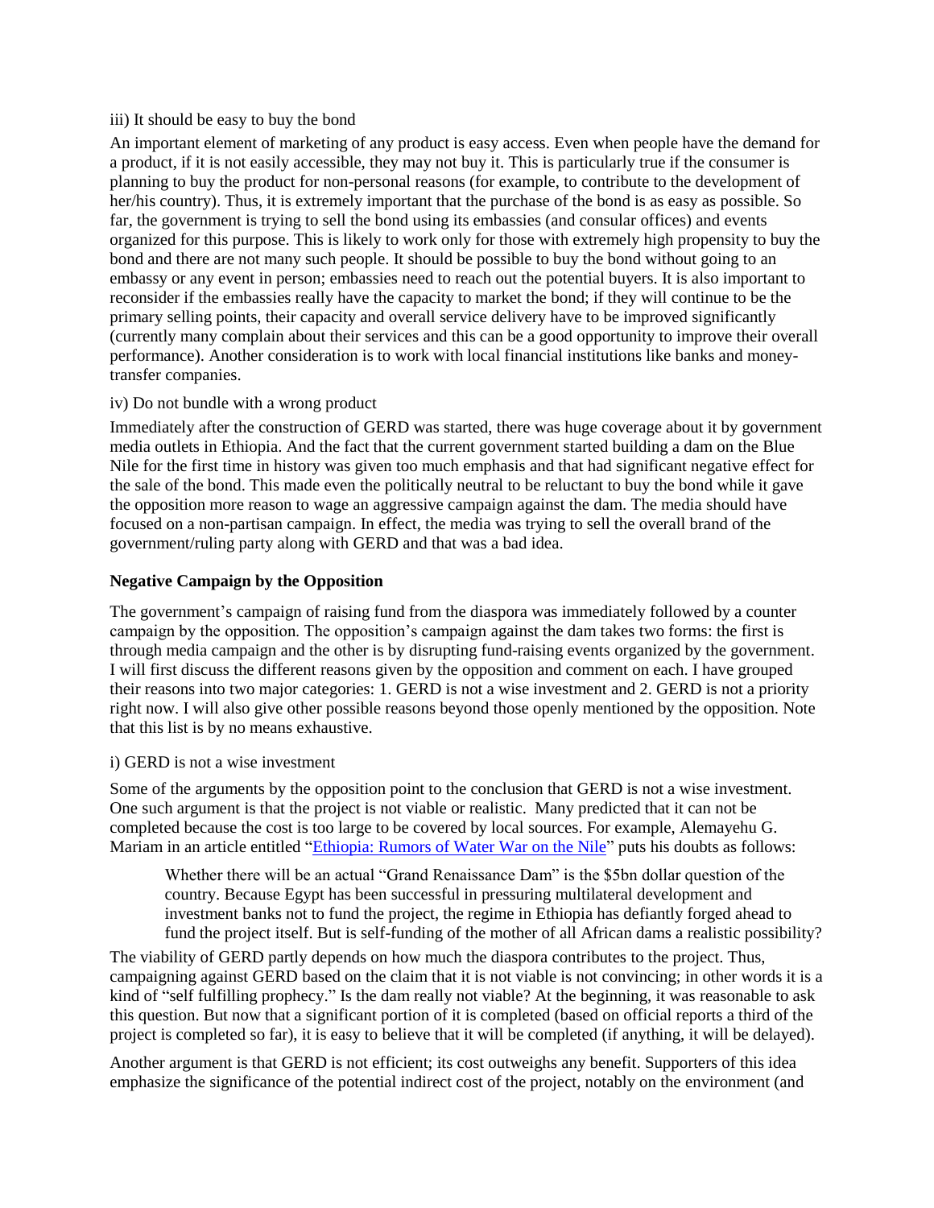iii) It should be easy to buy the bond

An important element of marketing of any product is easy access. Even when people have the demand for a product, if it is not easily accessible, they may not buy it. This is particularly true if the consumer is planning to buy the product for non-personal reasons (for example, to contribute to the development of her/his country). Thus, it is extremely important that the purchase of the bond is as easy as possible. So far, the government is trying to sell the bond using its embassies (and consular offices) and events organized for this purpose. This is likely to work only for those with extremely high propensity to buy the bond and there are not many such people. It should be possible to buy the bond without going to an embassy or any event in person; embassies need to reach out the potential buyers. It is also important to reconsider if the embassies really have the capacity to market the bond; if they will continue to be the primary selling points, their capacity and overall service delivery have to be improved significantly (currently many complain about their services and this can be a good opportunity to improve their overall performance). Another consideration is to work with local financial institutions like banks and money-transfer companies.

iv) Do not bundle with a wrong product

Immediately after the construction of GERD was started, there was huge coverage about it by government media outlets in Ethiopia. And the fact that the current government started building a dam on the Blue Nile for the first time in history was given too much emphasis and that had significant negative effect for the sale of the bond. This made even the politically neutral to be reluctant to buy the bond while it gave the opposition more reason to wage an aggressive campaign against the dam. The media should have focused on a non-partisan campaign. In effect, the media was trying to sell the overall brand of the government/ruling party along with GERD and that was a bad idea.

**Negative Campaign by the Opposition**

The government's campaign of raising fund from the diaspora was immediately followed by a counter campaign by the opposition. The opposition's campaign against the dam takes two forms: the first is through media campaign and the other is by disrupting fund-raising events organized by the government. I will first discuss the different reasons given by the opposition and comment on each. I have grouped their reasons into two major categories: 1. GERD is not a wise investment and 2. GERD is not a priority right now. I will also give other possible reasons beyond those openly mentioned by the opposition. Note that this list is by no means exhaustive.

i) GERD is not a wise investment

Some of the arguments by the opposition point to the conclusion that GERD is not a wise investment. One such argument is that the project is not viable or realistic. Many predicted that it can not be completed because the cost is too large to be covered by local sources. For example, Alemayehu G. Mariam in an article entitled "Ethiopia: Rumors of Water War on the Nile" puts his doubts as follows:

> Whether there will be an actual "Grand Renaissance Dam" is the $5bn dollar question of the country. Because Egypt has been successful in pressuring multilateral development and investment banks not to fund the project, the regime in Ethiopia has defiantly forged ahead to fund the project itself. But is self-funding of the mother of all African dams a realistic possibility?

The viability of GERD partly depends on how much the diaspora contributes to the project. Thus, campaigning against GERD based on the claim that it is not viable is not convincing; in other words it is a kind of "self fulfilling prophecy." Is the dam really not viable? At the beginning, it was reasonable to ask this question. But now that a significant portion of it is completed (based on official reports a third of the project is completed so far), it is easy to believe that it will be completed (if anything, it will be delayed).

Another argument is that GERD is not efficient; its cost outweighs any benefit. Supporters of this idea emphasize the significance of the potential indirect cost of the project, notably on the environment (and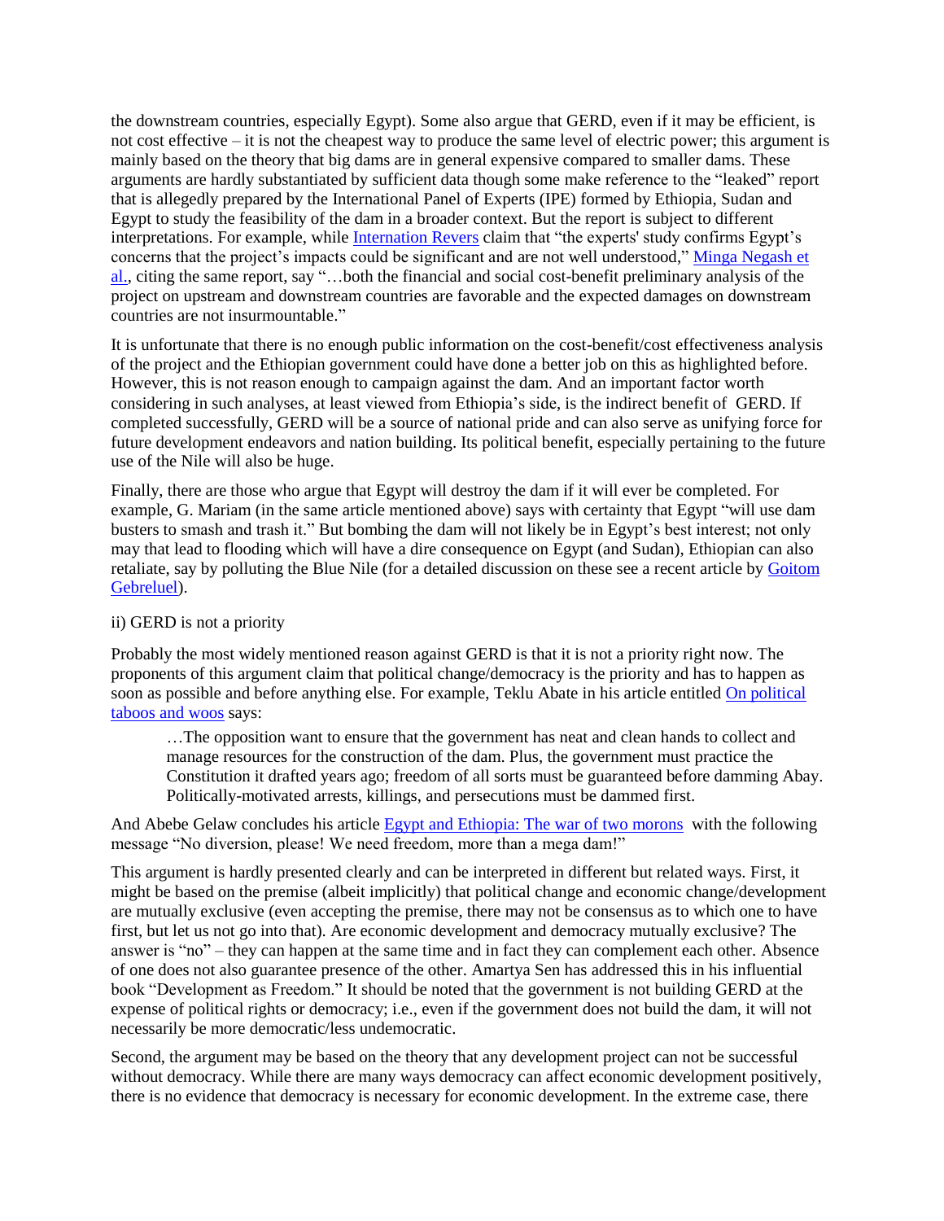the downstream countries, especially Egypt). Some also argue that GERD, even if it may be efficient, is not cost effective – it is not the cheapest way to produce the same level of electric power; this argument is mainly based on the theory that big dams are in general expensive compared to smaller dams. These arguments are hardly substantiated by sufficient data though some make reference to the "leaked" report that is allegedly prepared by the International Panel of Experts (IPE) formed by Ethiopia, Sudan and Egypt to study the feasibility of the dam in a broader context. But the report is subject to different interpretations. For example, while Internation Revers claim that "the experts' study confirms Egypt's concerns that the project's impacts could be significant and are not well understood," Minga Negash et al., citing the same report, say "…both the financial and social cost-benefit preliminary analysis of the project on upstream and downstream countries are favorable and the expected damages on downstream countries are not insurmountable."

It is unfortunate that there is no enough public information on the cost-benefit/cost effectiveness analysis of the project and the Ethiopian government could have done a better job on this as highlighted before. However, this is not reason enough to campaign against the dam. And an important factor worth considering in such analyses, at least viewed from Ethiopia's side, is the indirect benefit of GERD. If completed successfully, GERD will be a source of national pride and can also serve as unifying force for future development endeavors and nation building. Its political benefit, especially pertaining to the future use of the Nile will also be huge.

Finally, there are those who argue that Egypt will destroy the dam if it will ever be completed. For example, G. Mariam (in the same article mentioned above) says with certainty that Egypt "will use dam busters to smash and trash it." But bombing the dam will not likely be in Egypt's best interest; not only may that lead to flooding which will have a dire consequence on Egypt (and Sudan), Ethiopian can also retaliate, say by polluting the Blue Nile (for a detailed discussion on these see a recent article by Goitom Gebreluel).

ii) GERD is not a priority

Probably the most widely mentioned reason against GERD is that it is not a priority right now. The proponents of this argument claim that political change/democracy is the priority and has to happen as soon as possible and before anything else. For example, Teklu Abate in his article entitled On political taboos and woos says:

> …The opposition want to ensure that the government has neat and clean hands to collect and manage resources for the construction of the dam. Plus, the government must practice the Constitution it drafted years ago; freedom of all sorts must be guaranteed before damming Abay. Politically-motivated arrests, killings, and persecutions must be dammed first.

And Abebe Gelaw concludes his article Egypt and Ethiopia: The war of two morons with the following message "No diversion, please! We need freedom, more than a mega dam!"

This argument is hardly presented clearly and can be interpreted in different but related ways. First, it might be based on the premise (albeit implicitly) that political change and economic change/development are mutually exclusive (even accepting the premise, there may not be consensus as to which one to have first, but let us not go into that). Are economic development and democracy mutually exclusive? The answer is "no" – they can happen at the same time and in fact they can complement each other. Absence of one does not also guarantee presence of the other. Amartya Sen has addressed this in his influential book "Development as Freedom." It should be noted that the government is not building GERD at the expense of political rights or democracy; i.e., even if the government does not build the dam, it will not necessarily be more democratic/less undemocratic.

Second, the argument may be based on the theory that any development project can not be successful without democracy. While there are many ways democracy can affect economic development positively, there is no evidence that democracy is necessary for economic development. In the extreme case, there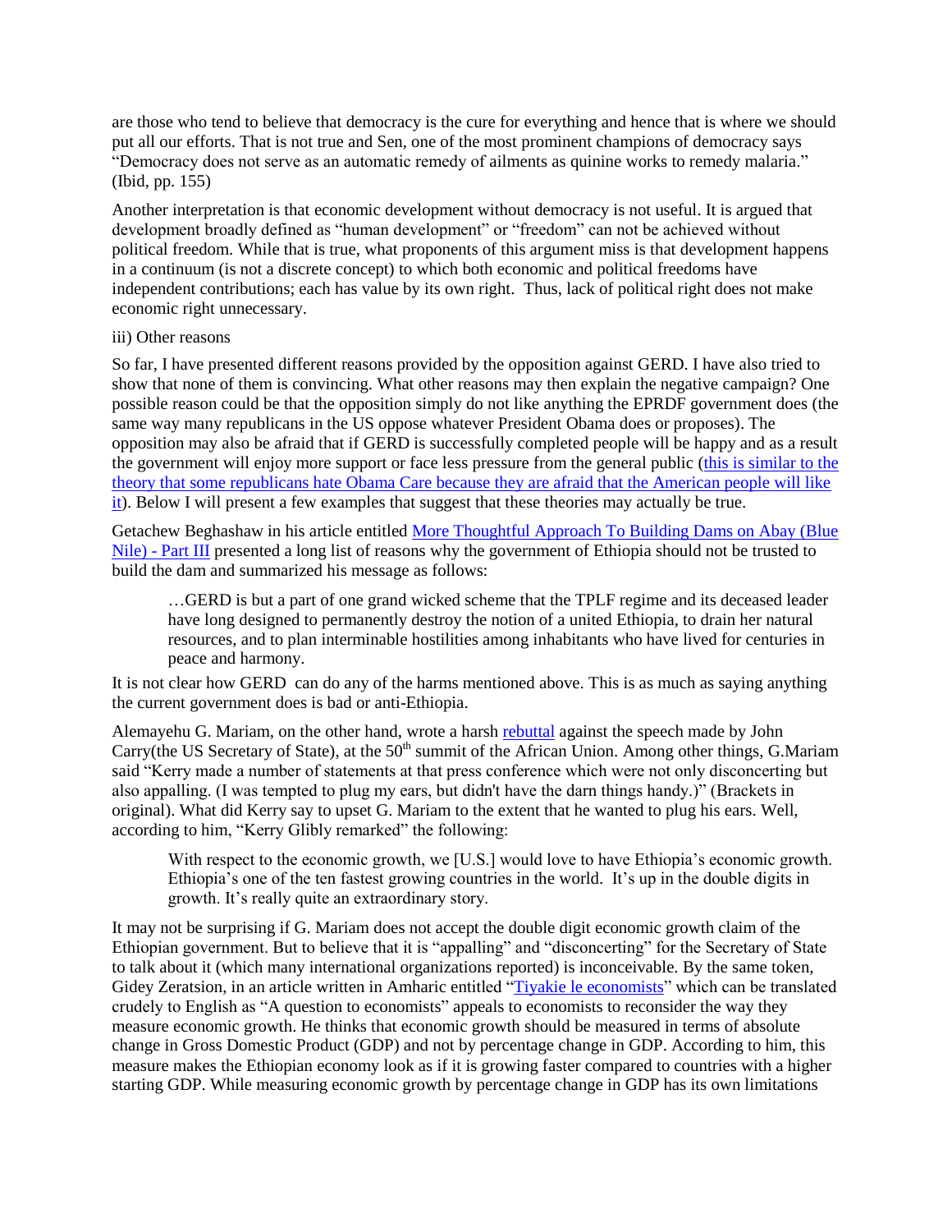are those who tend to believe that democracy is the cure for everything and hence that is where we should put all our efforts. That is not true and Sen, one of the most prominent champions of democracy says "Democracy does not serve as an automatic remedy of ailments as quinine works to remedy malaria." (Ibid, pp. 155)

Another interpretation is that economic development without democracy is not useful. It is argued that development broadly defined as "human development" or "freedom" can not be achieved without political freedom. While that is true, what proponents of this argument miss is that development happens in a continuum (is not a discrete concept) to which both economic and political freedoms have independent contributions; each has value by its own right. Thus, lack of political right does not make economic right unnecessary.

iii) Other reasons

So far, I have presented different reasons provided by the opposition against GERD. I have also tried to show that none of them is convincing. What other reasons may then explain the negative campaign? One possible reason could be that the opposition simply do not like anything the EPRDF government does (the same way many republicans in the US oppose whatever President Obama does or proposes). The opposition may also be afraid that if GERD is successfully completed people will be happy and as a result the government will enjoy more support or face less pressure from the general public (this is similar to the theory that some republicans hate Obama Care because they are afraid that the American people will like it). Below I will present a few examples that suggest that these theories may actually be true.

Getachew Beghashaw in his article entitled More Thoughtful Approach To Building Dams on Abay (Blue Nile) - Part III presented a long list of reasons why the government of Ethiopia should not be trusted to build the dam and summarized his message as follows:

> …GERD is but a part of one grand wicked scheme that the TPLF regime and its deceased leader have long designed to permanently destroy the notion of a united Ethiopia, to drain her natural resources, and to plan interminable hostilities among inhabitants who have lived for centuries in peace and harmony.

It is not clear how GERD can do any of the harms mentioned above. This is as much as saying anything the current government does is bad or anti-Ethiopia.

Alemayehu G. Mariam, on the other hand, wrote a harsh rebuttal against the speech made by John Carry(the US Secretary of State), at the 50th summit of the African Union. Among other things, G.Mariam said "Kerry made a number of statements at that press conference which were not only disconcerting but also appalling. (I was tempted to plug my ears, but didn't have the darn things handy.)" (Brackets in original). What did Kerry say to upset G. Mariam to the extent that he wanted to plug his ears. Well, according to him, "Kerry Glibly remarked" the following:

> With respect to the economic growth, we [U.S.] would love to have Ethiopia's economic growth. Ethiopia's one of the ten fastest growing countries in the world. It's up in the double digits in growth. It's really quite an extraordinary story.

It may not be surprising if G. Mariam does not accept the double digit economic growth claim of the Ethiopian government. But to believe that it is "appalling" and "disconcerting" for the Secretary of State to talk about it (which many international organizations reported) is inconceivable. By the same token, Gidey Zeratsion, in an article written in Amharic entitled "Tiyakie le economists" which can be translated crudely to English as "A question to economists" appeals to economists to reconsider the way they measure economic growth. He thinks that economic growth should be measured in terms of absolute change in Gross Domestic Product (GDP) and not by percentage change in GDP. According to him, this measure makes the Ethiopian economy look as if it is growing faster compared to countries with a higher starting GDP. While measuring economic growth by percentage change in GDP has its own limitations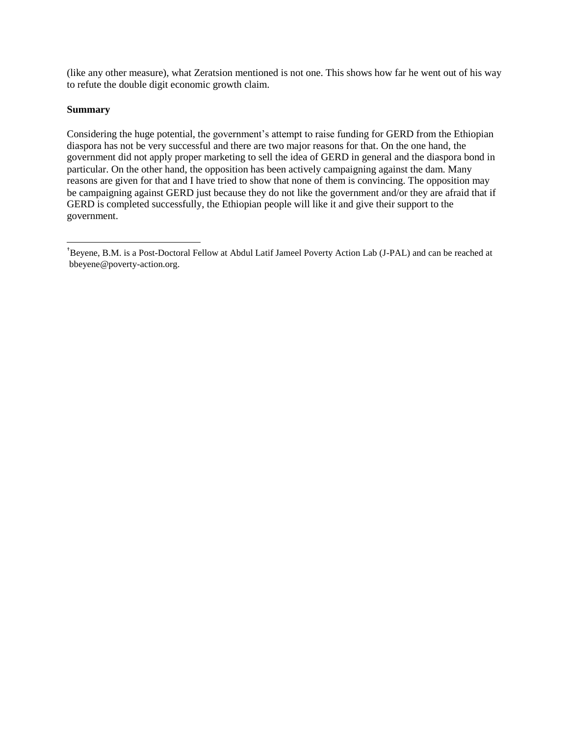(like any other measure), what Zeratsion mentioned is not one. This shows how far he went out of his way to refute the double digit economic growth claim.

**Summary**

Considering the huge potential, the government's attempt to raise funding for GERD from the Ethiopian diaspora has not be very successful and there are two major reasons for that. On the one hand, the government did not apply proper marketing to sell the idea of GERD in general and the diaspora bond in particular. On the other hand, the opposition has been actively campaigning against the dam. Many reasons are given for that and I have tried to show that none of them is convincing. The opposition may be campaigning against GERD just because they do not like the government and/or they are afraid that if GERD is completed successfully, the Ethiopian people will like it and give their support to the government.

---

[†] Beyene, B.M. is a Post-Doctoral Fellow at Abdul Latif Jameel Poverty Action Lab (J-PAL) and can be reached at bbeyene@poverty-action.org.